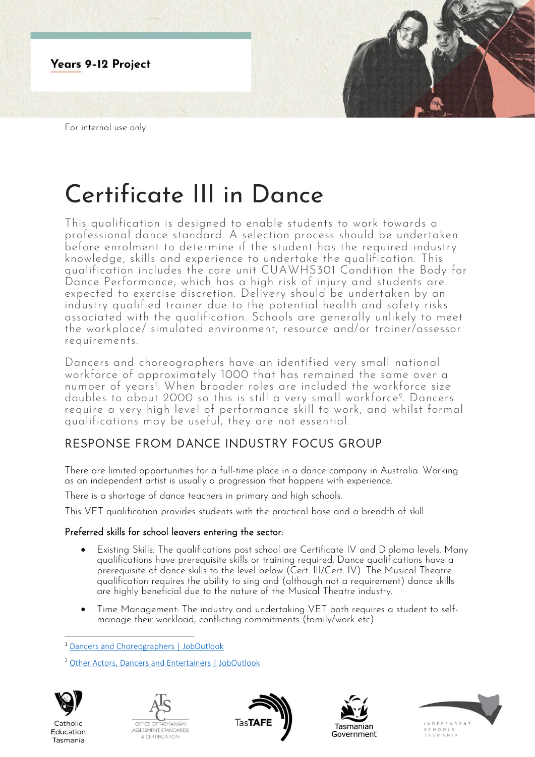**Years 9-12 Project**

For internal use only

# Certificate III in Dance

This qualification is designed to enable students to work towards a professional dance standard. A selection process should be undertaken before enrolment to determine if the student has the required industry knowledge, skills and experience to undertake the qualification. This qualification includes the core unit CUAWHS301 Condition the Body for Dance Performance, which has a high risk of injury and students are expected to exercise discretion. Delivery should be undertaken by an industry qualified trainer due to the potential health and safety risks associated with the qualification. Schools are generally unlikely to meet the workplace/ simulated environment, resource and/or trainer/assessor requirements.

Dancers and choreographers have an identified very small national workforce of approximately 1000 that has remained the same over a number of years[1]. When broader roles are included the workforce size doubles to about 2000 so this is still a very small workforce[2]. Dancers require a very high level of performance skill to work, and whilst formal qualifications may be useful, they are not essential.

## RESPONSE FROM DANCE INDUSTRY FOCUS GROUP

There are limited opportunities for a full-time place in a dance company in Australia. Working as an independent artist is usually a progression that happens with experience.

There is a shortage of dance teachers in primary and high schools.

This VET qualification provides students with the practical base and a breadth of skill.

### Preferred skills for school leavers entering the sector:

- Existing Skills: The qualifications post school are Certificate IV and Diploma levels. Many qualifications have prerequisite skills or training required. Dance qualifications have a prerequisite of dance skills to the level below (Cert. III/Cert. IV). The Musical Theatre qualification requires the ability to sing and (although not a requirement) dance skills are highly beneficial due to the nature of the Musical Theatre industry.
- Time Management: The industry and undertaking VET both requires a student to self-manage their workload, conflicting commitments (family/work etc).

---

[1] Dancers and Choreographers | JobOutlook

[2] Other Actors, Dancers and Entertainers | JobOutlook

Catholic Education Tasmania | Office of Tasmanian Assessment, Standards & Certification | TasTAFE | Tasmanian Government | Independent Schools Tasmania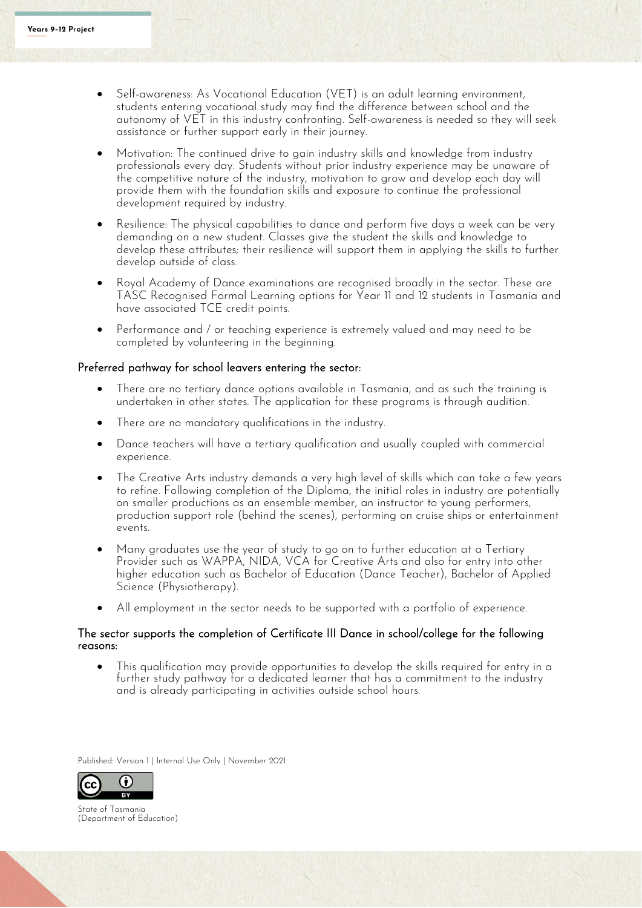- Self-awareness: As Vocational Education (VET) is an adult learning environment, students entering vocational study may find the difference between school and the autonomy of VET in this industry confronting. Self-awareness is needed so they will seek assistance or further support early in their journey.
- Motivation: The continued drive to gain industry skills and knowledge from industry professionals every day. Students without prior industry experience may be unaware of the competitive nature of the industry, motivation to grow and develop each day will provide them with the foundation skills and exposure to continue the professional development required by industry.
- Resilience: The physical capabilities to dance and perform five days a week can be very demanding on a new student. Classes give the student the skills and knowledge to develop these attributes; their resilience will support them in applying the skills to further develop outside of class.
- Royal Academy of Dance examinations are recognised broadly in the sector. These are TASC Recognised Formal Learning options for Year 11 and 12 students in Tasmania and have associated TCE credit points.
- Performance and / or teaching experience is extremely valued and may need to be completed by volunteering in the beginning.

### Preferred pathway for school leavers entering the sector:

- There are no tertiary dance options available in Tasmania, and as such the training is undertaken in other states. The application for these programs is through audition.
- There are no mandatory qualifications in the industry.
- Dance teachers will have a tertiary qualification and usually coupled with commercial experience.
- The Creative Arts industry demands a very high level of skills which can take a few years to refine. Following completion of the Diploma, the initial roles in industry are potentially on smaller productions as an ensemble member, an instructor to young performers, production support role (behind the scenes), performing on cruise ships or entertainment events.
- Many graduates use the year of study to go on to further education at a Tertiary Provider such as WAPPA, NIDA, VCA for Creative Arts and also for entry into other higher education such as Bachelor of Education (Dance Teacher), Bachelor of Applied Science (Physiotherapy).
- All employment in the sector needs to be supported with a portfolio of experience.

### The sector supports the completion of Certificate III Dance in school/college for the following reasons:

- This qualification may provide opportunities to develop the skills required for entry in a further study pathway for a dedicated learner that has a commitment to the industry and is already participating in activities outside school hours.

Published: Version 1 | Internal Use Only | November 2021

State of Tasmania
(Department of Education)